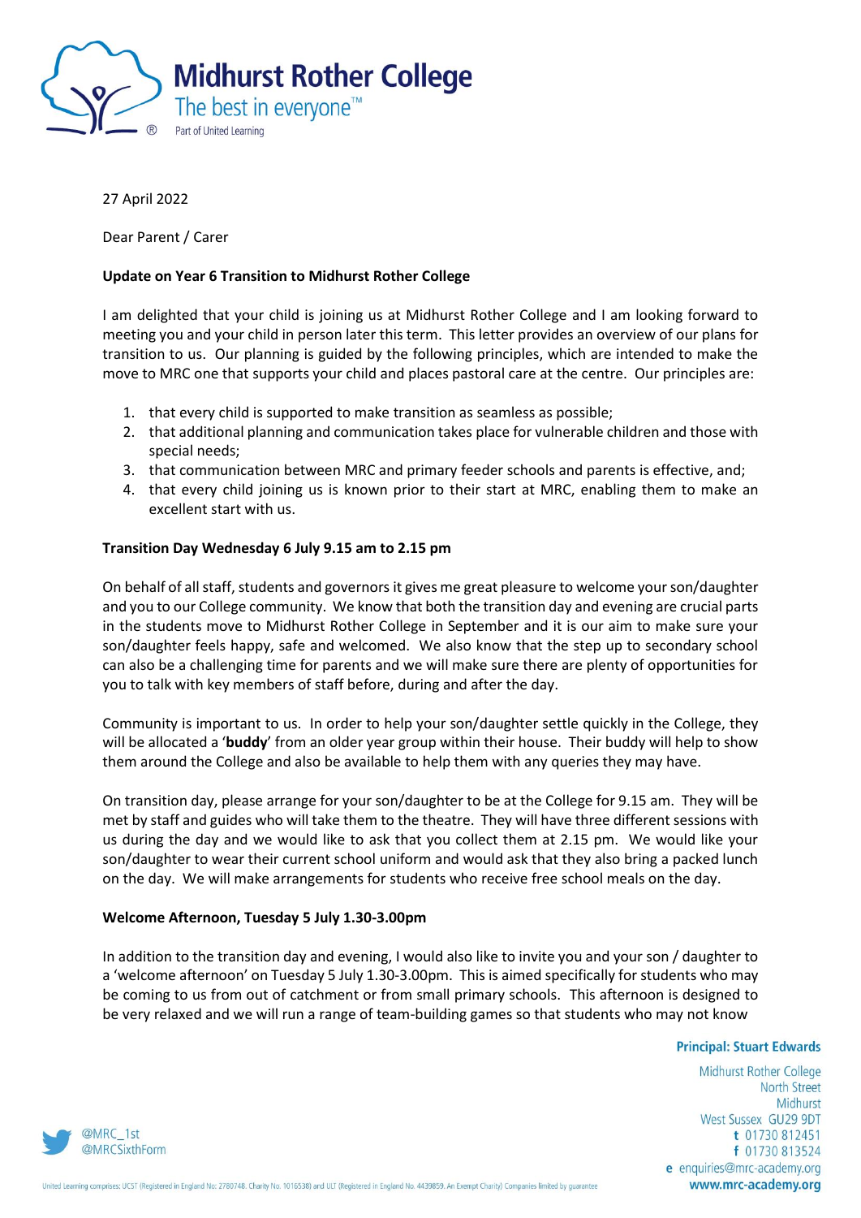Midhurst Rother College

The best in everyone™

Part of United Learning

27 April 2022

Dear Parent / Carer

**Update on Year 6 Transition to Midhurst Rother College**

I am delighted that your child is joining us at Midhurst Rother College and I am looking forward to meeting you and your child in person later this term. This letter provides an overview of our plans for transition to us. Our planning is guided by the following principles, which are intended to make the move to MRC one that supports your child and places pastoral care at the centre. Our principles are:

1. that every child is supported to make transition as seamless as possible;
2. that additional planning and communication takes place for vulnerable children and those with special needs;
3. that communication between MRC and primary feeder schools and parents is effective, and;
4. that every child joining us is known prior to their start at MRC, enabling them to make an excellent start with us.

**Transition Day Wednesday 6 July 9.15 am to 2.15 pm**

On behalf of all staff, students and governors it gives me great pleasure to welcome your son/daughter and you to our College community. We know that both the transition day and evening are crucial parts in the students move to Midhurst Rother College in September and it is our aim to make sure your son/daughter feels happy, safe and welcomed. We also know that the step up to secondary school can also be a challenging time for parents and we will make sure there are plenty of opportunities for you to talk with key members of staff before, during and after the day.

Community is important to us. In order to help your son/daughter settle quickly in the College, they will be allocated a '**buddy**' from an older year group within their house. Their buddy will help to show them around the College and also be available to help them with any queries they may have.

On transition day, please arrange for your son/daughter to be at the College for 9.15 am. They will be met by staff and guides who will take them to the theatre. They will have three different sessions with us during the day and we would like to ask that you collect them at 2.15 pm. We would like your son/daughter to wear their current school uniform and would ask that they also bring a packed lunch on the day. We will make arrangements for students who receive free school meals on the day.

**Welcome Afternoon, Tuesday 5 July 1.30-3.00pm**

In addition to the transition day and evening, I would also like to invite you and your son / daughter to a 'welcome afternoon' on Tuesday 5 July 1.30-3.00pm. This is aimed specifically for students who may be coming to us from out of catchment or from small primary schools. This afternoon is designed to be very relaxed and we will run a range of team-building games so that students who may not know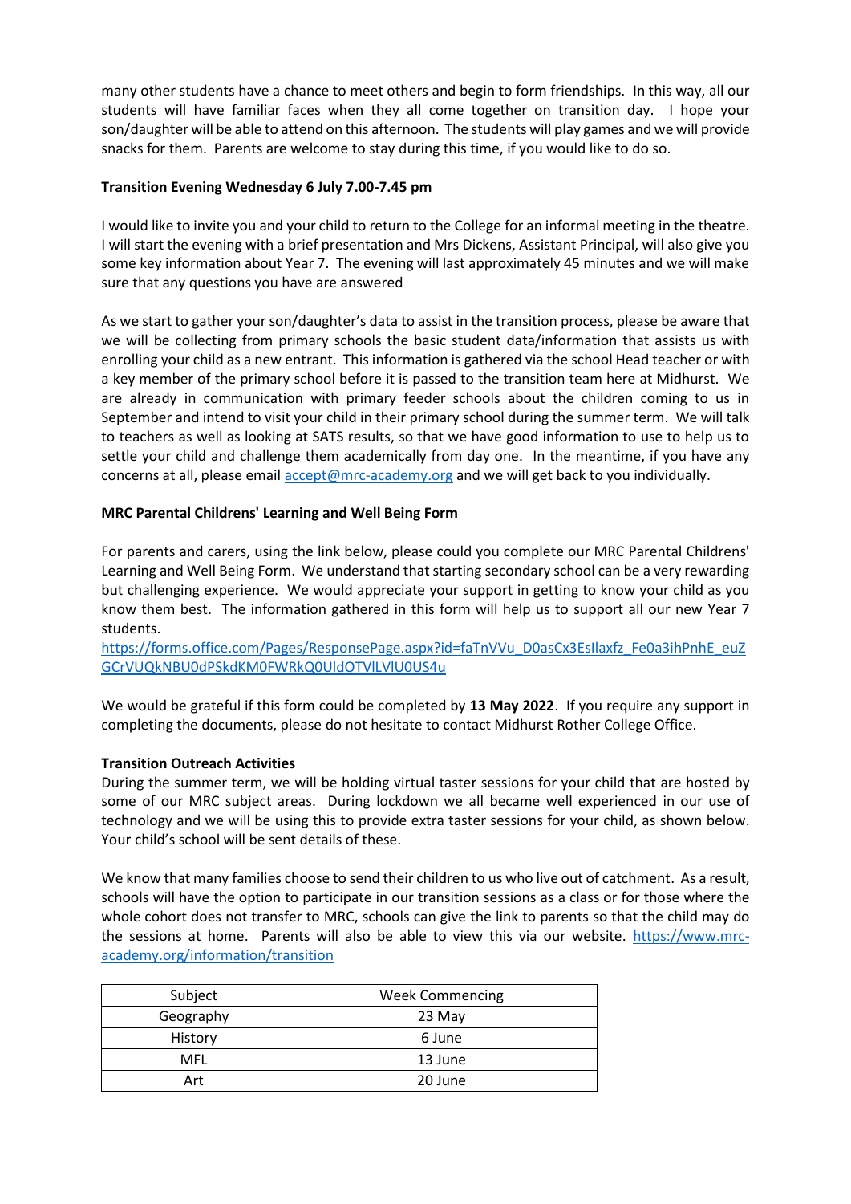many other students have a chance to meet others and begin to form friendships. In this way, all our students will have familiar faces when they all come together on transition day. I hope your son/daughter will be able to attend on this afternoon. The students will play games and we will provide snacks for them. Parents are welcome to stay during this time, if you would like to do so.

**Transition Evening Wednesday 6 July 7.00-7.45 pm**

I would like to invite you and your child to return to the College for an informal meeting in the theatre. I will start the evening with a brief presentation and Mrs Dickens, Assistant Principal, will also give you some key information about Year 7. The evening will last approximately 45 minutes and we will make sure that any questions you have are answered

As we start to gather your son/daughter's data to assist in the transition process, please be aware that we will be collecting from primary schools the basic student data/information that assists us with enrolling your child as a new entrant. This information is gathered via the school Head teacher or with a key member of the primary school before it is passed to the transition team here at Midhurst. We are already in communication with primary feeder schools about the children coming to us in September and intend to visit your child in their primary school during the summer term. We will talk to teachers as well as looking at SATS results, so that we have good information to use to help us to settle your child and challenge them academically from day one. In the meantime, if you have any concerns at all, please email accept@mrc-academy.org and we will get back to you individually.

**MRC Parental Childrens' Learning and Well Being Form**

For parents and carers, using the link below, please could you complete our MRC Parental Childrens' Learning and Well Being Form. We understand that starting secondary school can be a very rewarding but challenging experience. We would appreciate your support in getting to know your child as you know them best. The information gathered in this form will help us to support all our new Year 7 students.
https://forms.office.com/Pages/ResponsePage.aspx?id=faTnVVu_D0asCx3EsIlaxfz_Fe0a3ihPnhE_euZGCrVUQkNBU0dPSkdKM0FWRkQ0UldOTVlLVlU0US4u

We would be grateful if this form could be completed by **13 May 2022**. If you require any support in completing the documents, please do not hesitate to contact Midhurst Rother College Office.

**Transition Outreach Activities**

During the summer term, we will be holding virtual taster sessions for your child that are hosted by some of our MRC subject areas. During lockdown we all became well experienced in our use of technology and we will be using this to provide extra taster sessions for your child, as shown below. Your child's school will be sent details of these.

We know that many families choose to send their children to us who live out of catchment. As a result, schools will have the option to participate in our transition sessions as a class or for those where the whole cohort does not transfer to MRC, schools can give the link to parents so that the child may do the sessions at home. Parents will also be able to view this via our website. https://www.mrc-academy.org/information/transition

| Subject | Week Commencing |
|---|---|
| Geography | 23 May |
| History | 6 June |
| MFL | 13 June |
| Art | 20 June |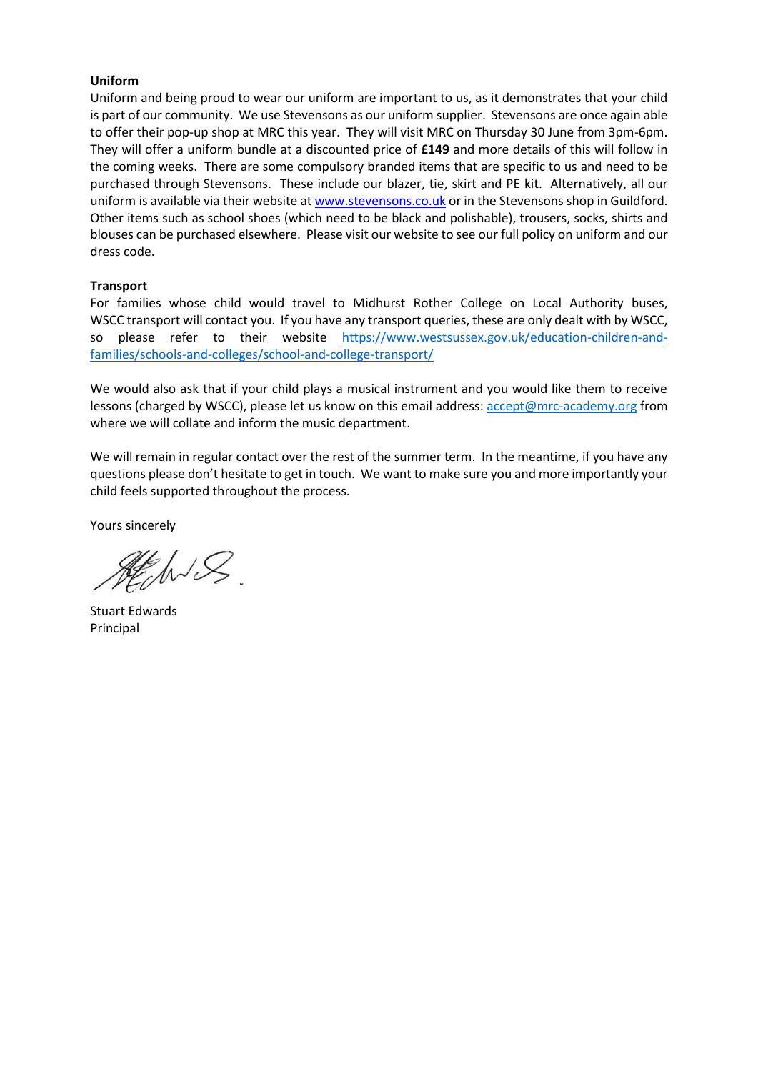**Uniform**

Uniform and being proud to wear our uniform are important to us, as it demonstrates that your child is part of our community. We use Stevensons as our uniform supplier. Stevensons are once again able to offer their pop-up shop at MRC this year. They will visit MRC on Thursday 30 June from 3pm-6pm. They will offer a uniform bundle at a discounted price of **£149** and more details of this will follow in the coming weeks. There are some compulsory branded items that are specific to us and need to be purchased through Stevensons. These include our blazer, tie, skirt and PE kit. Alternatively, all our uniform is available via their website at www.stevensons.co.uk or in the Stevensons shop in Guildford. Other items such as school shoes (which need to be black and polishable), trousers, socks, shirts and blouses can be purchased elsewhere. Please visit our website to see our full policy on uniform and our dress code.

**Transport**

For families whose child would travel to Midhurst Rother College on Local Authority buses, WSCC transport will contact you. If you have any transport queries, these are only dealt with by WSCC, so please refer to their website https://www.westsussex.gov.uk/education-children-and-families/schools-and-colleges/school-and-college-transport/

We would also ask that if your child plays a musical instrument and you would like them to receive lessons (charged by WSCC), please let us know on this email address: accept@mrc-academy.org from where we will collate and inform the music department.

We will remain in regular contact over the rest of the summer term. In the meantime, if you have any questions please don't hesitate to get in touch. We want to make sure you and more importantly your child feels supported throughout the process.

Yours sincerely

Stuart Edwards
Principal